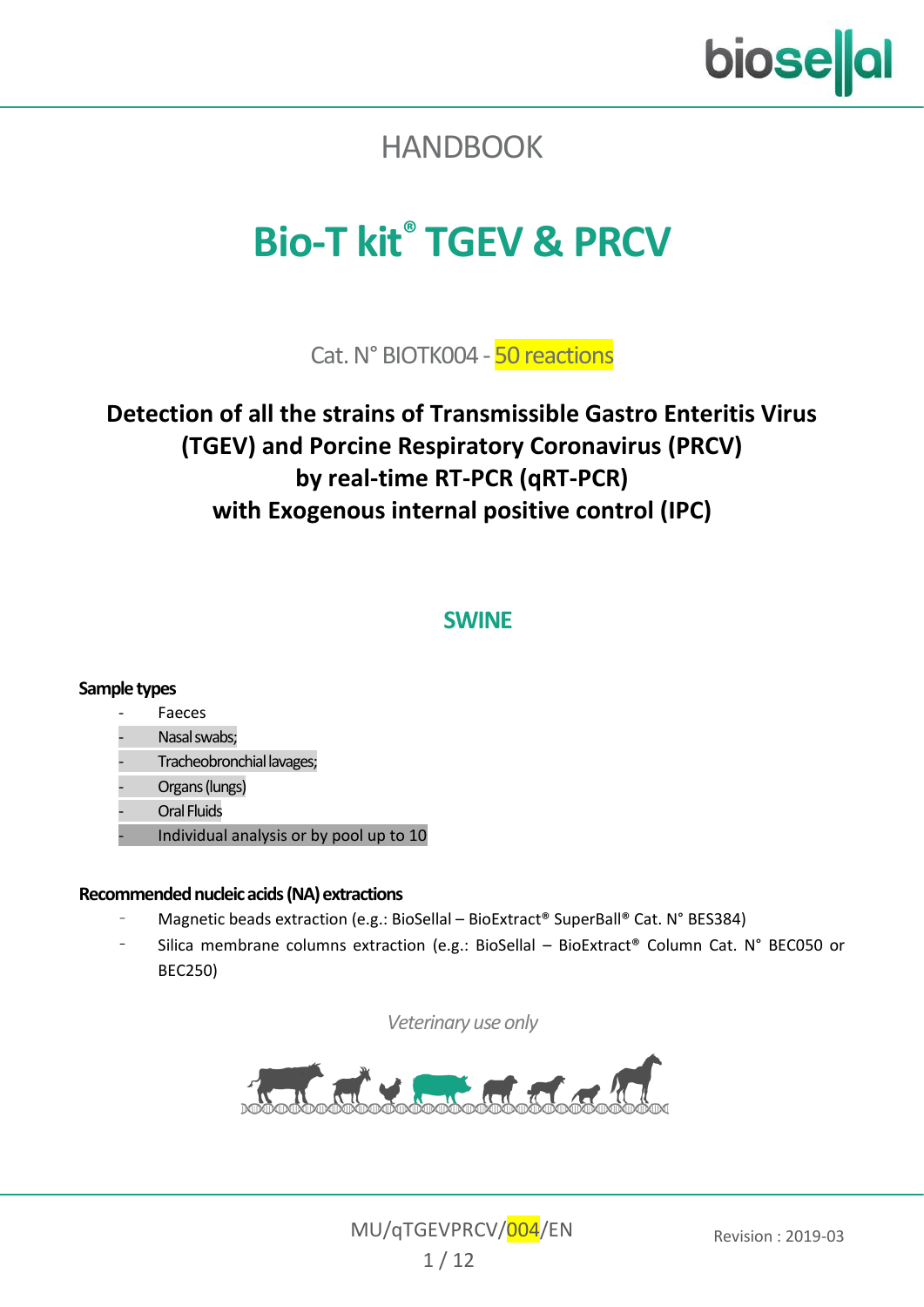HANDBOOK

# Bio-T kit® TGEV & PRCV

Cat. N° BIOTK004 - 50 reactions

## Detection of all the strains of Transmissible Gastro Enteritis Virus (TGEV) and Porcine Respiratory Coronavirus (PRCV) by real-time RT-PCR (qRT-PCR) with Exogenous internal positive control (IPC)

### SWINE

**Sample types**

- Faeces
- Nasal swabs;
- Tracheobronchial lavages;
- Organs (lungs)
- Oral Fluids
- Individual analysis or by pool up to 10

**Recommended nucleic acids (NA) extractions**

- Magnetic beads extraction (e.g.: BioSellal – BioExtract® SuperBall® Cat. N° BES384)
- Silica membrane columns extraction (e.g.: BioSellal – BioExtract® Column Cat. N° BEC050 or BEC250)

*Veterinary use only*

MU/qTGEVPRCV/004/EN

Revision : 2019-03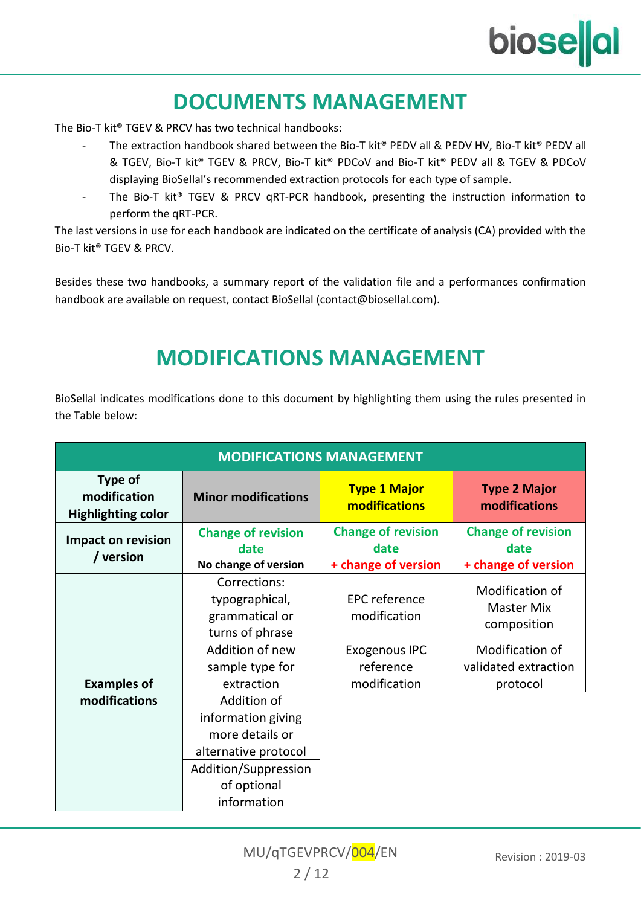# DOCUMENTS MANAGEMENT

The Bio-T kit® TGEV & PRCV has two technical handbooks:

- The extraction handbook shared between the Bio-T kit® PEDV all & PEDV HV, Bio-T kit® PEDV all & TGEV, Bio-T kit® TGEV & PRCV, Bio-T kit® PDCoV and Bio-T kit® PEDV all & TGEV & PDCoV displaying BioSellal's recommended extraction protocols for each type of sample.
- The Bio-T kit® TGEV & PRCV qRT-PCR handbook, presenting the instruction information to perform the qRT-PCR.

The last versions in use for each handbook are indicated on the certificate of analysis (CA) provided with the Bio-T kit® TGEV & PRCV.

Besides these two handbooks, a summary report of the validation file and a performances confirmation handbook are available on request, contact BioSellal (contact@biosellal.com).

# MODIFICATIONS MANAGEMENT

BioSellal indicates modifications done to this document by highlighting them using the rules presented in the Table below:

| MODIFICATIONS MANAGEMENT | | | |
|---|---|---|---|
| **Type of modification Highlighting color** | **Minor modifications** | **Type 1 Major modifications** | **Type 2 Major modifications** |
| **Impact on revision / version** | **Change of revision date** **No change of version** | **Change of revision date + change of version** | **Change of revision date + change of version** |
| **Examples of modifications** | Corrections: typographical, grammatical or turns of phrase | EPC reference modification | Modification of Master Mix composition |
| | Addition of new sample type for extraction | Exogenous IPC reference modification | Modification of validated extraction protocol |
| | Addition of information giving more details or alternative protocol | | |
| | Addition/Suppression of optional information | | |

MU/qTGEVPRCV/004/EN Revision : 2019-03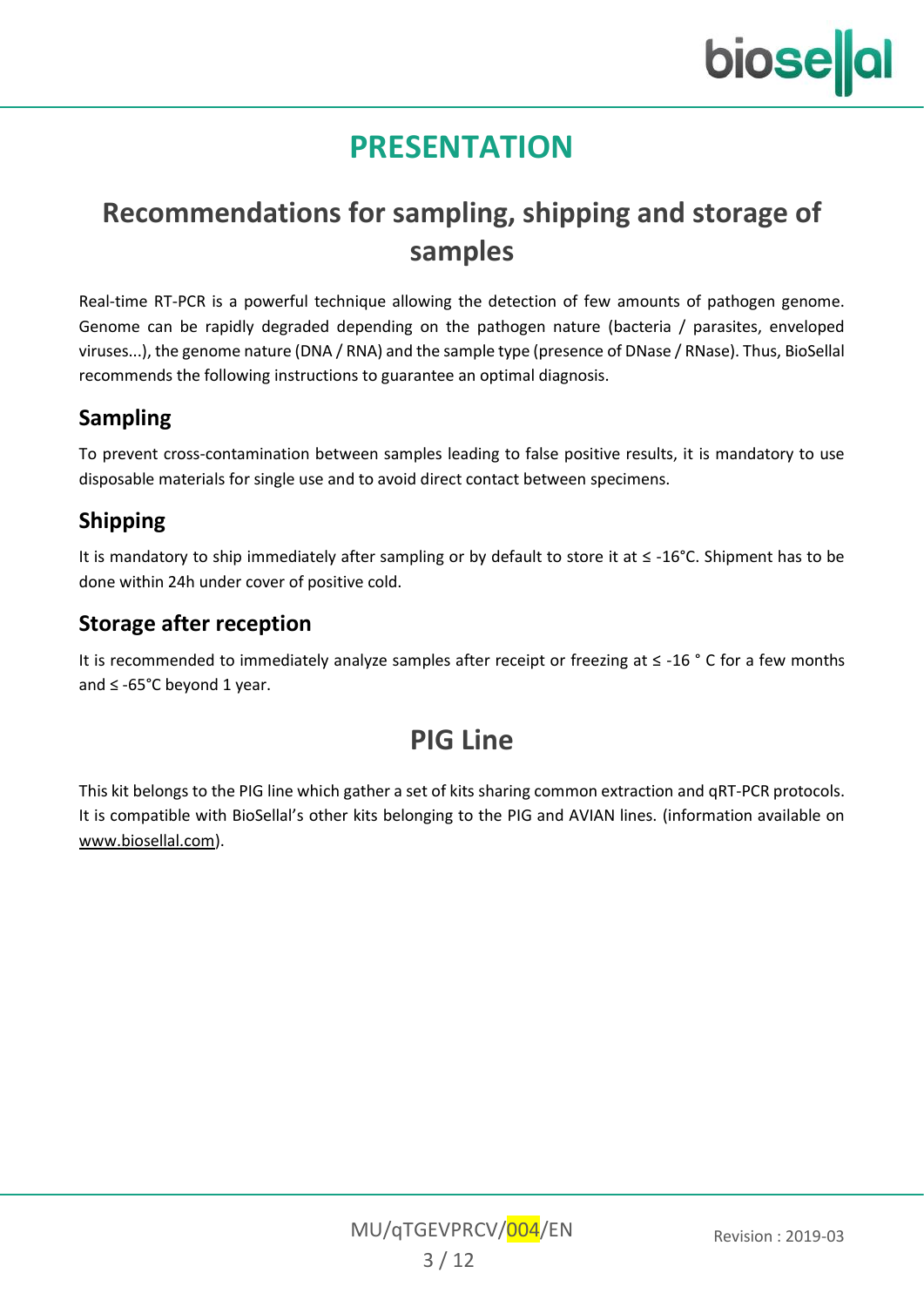# PRESENTATION

## Recommendations for sampling, shipping and storage of samples

Real-time RT-PCR is a powerful technique allowing the detection of few amounts of pathogen genome. Genome can be rapidly degraded depending on the pathogen nature (bacteria / parasites, enveloped viruses...), the genome nature (DNA / RNA) and the sample type (presence of DNase / RNase). Thus, BioSellal recommends the following instructions to guarantee an optimal diagnosis.

### Sampling

To prevent cross-contamination between samples leading to false positive results, it is mandatory to use disposable materials for single use and to avoid direct contact between specimens.

### Shipping

It is mandatory to ship immediately after sampling or by default to store it at ≤ -16°C. Shipment has to be done within 24h under cover of positive cold.

### Storage after reception

It is recommended to immediately analyze samples after receipt or freezing at ≤ -16 ° C for a few months and ≤ -65°C beyond 1 year.

## PIG Line

This kit belongs to the PIG line which gather a set of kits sharing common extraction and qRT-PCR protocols. It is compatible with BioSellal's other kits belonging to the PIG and AVIAN lines. (information available on www.biosellal.com).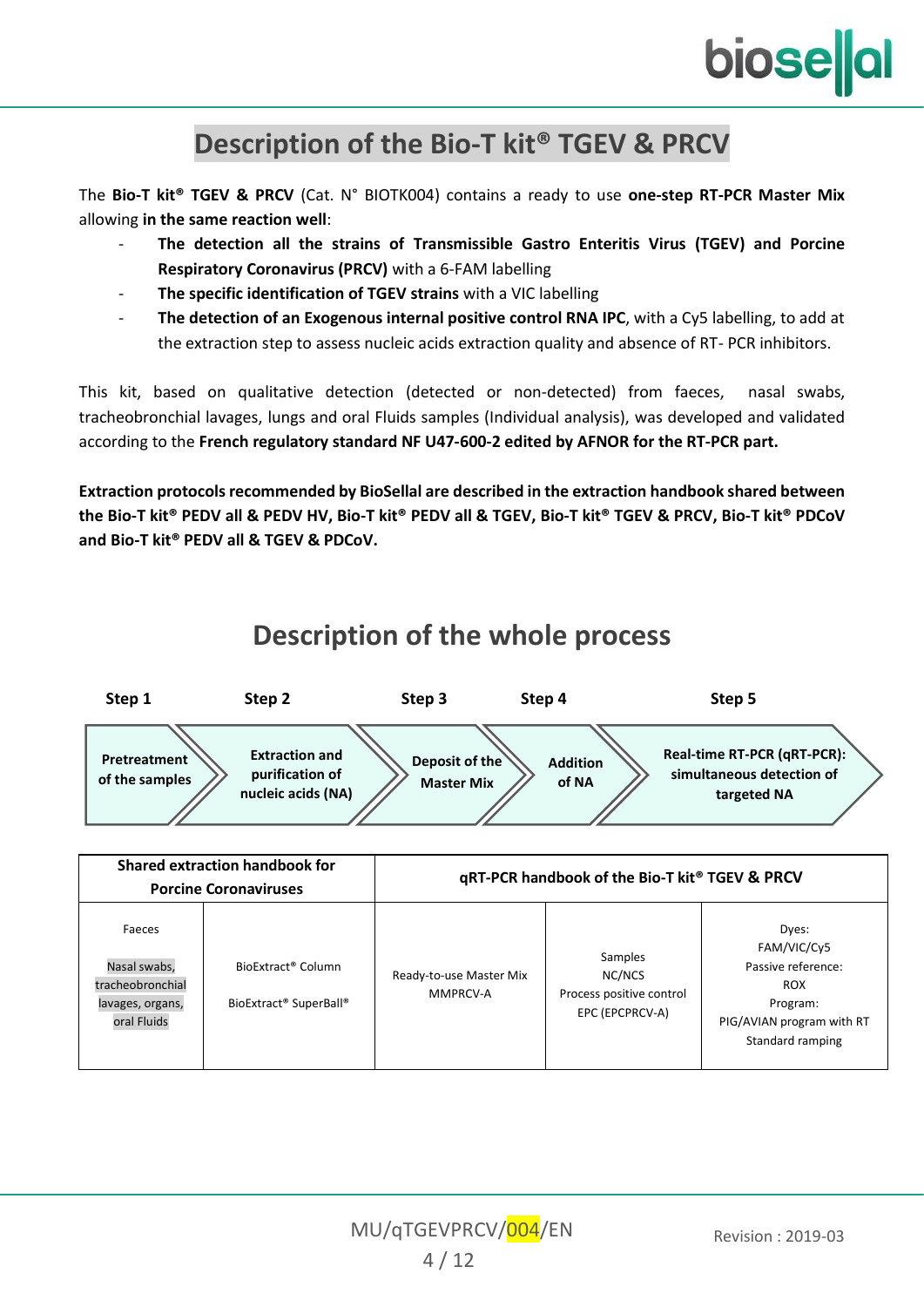## Description of the Bio-T kit® TGEV & PRCV

The **Bio-T kit® TGEV & PRCV** (Cat. N° BIOTK004) contains a ready to use **one-step RT-PCR Master Mix** allowing **in the same reaction well**:

- **The detection all the strains of Transmissible Gastro Enteritis Virus (TGEV) and Porcine Respiratory Coronavirus (PRCV)** with a 6-FAM labelling
- **The specific identification of TGEV strains** with a VIC labelling
- **The detection of an Exogenous internal positive control RNA IPC**, with a Cy5 labelling, to add at the extraction step to assess nucleic acids extraction quality and absence of RT- PCR inhibitors.

This kit, based on qualitative detection (detected or non-detected) from faeces, nasal swabs, tracheobronchial lavages, lungs and oral Fluids samples (Individual analysis), was developed and validated according to the **French regulatory standard NF U47-600-2 edited by AFNOR for the RT-PCR part.**

**Extraction protocols recommended by BioSellal are described in the extraction handbook shared between the Bio-T kit® PEDV all & PEDV HV, Bio-T kit® PEDV all & TGEV, Bio-T kit® TGEV & PRCV, Bio-T kit® PDCoV and Bio-T kit® PEDV all & TGEV & PDCoV.**

## Description of the whole process

| Step 1 | Step 2 | Step 3 | Step 4 | Step 5 |
|---|---|---|---|---|
| **Pretreatment of the samples** | **Extraction and purification of nucleic acids (NA)** | **Deposit of the Master Mix** | **Addition of NA** | **Real-time RT-PCR (qRT-PCR): simultaneous detection of targeted NA** |

| Shared extraction handbook for Porcine Coronaviruses | | qRT-PCR handbook of the Bio-T kit® TGEV & PRCV | | |
|---|---|---|---|---|
| Faeces<br><br>Nasal swabs, tracheobronchial lavages, organs, oral Fluids | BioExtract® Column<br><br>BioExtract® SuperBall® | Ready-to-use Master Mix MMPRCV-A | Samples<br>NC/NCS<br>Process positive control<br>EPC (EPCPRCV-A) | Dyes:<br>FAM/VIC/Cy5<br>Passive reference:<br>ROX<br>Program:<br>PIG/AVIAN program with RT<br>Standard ramping |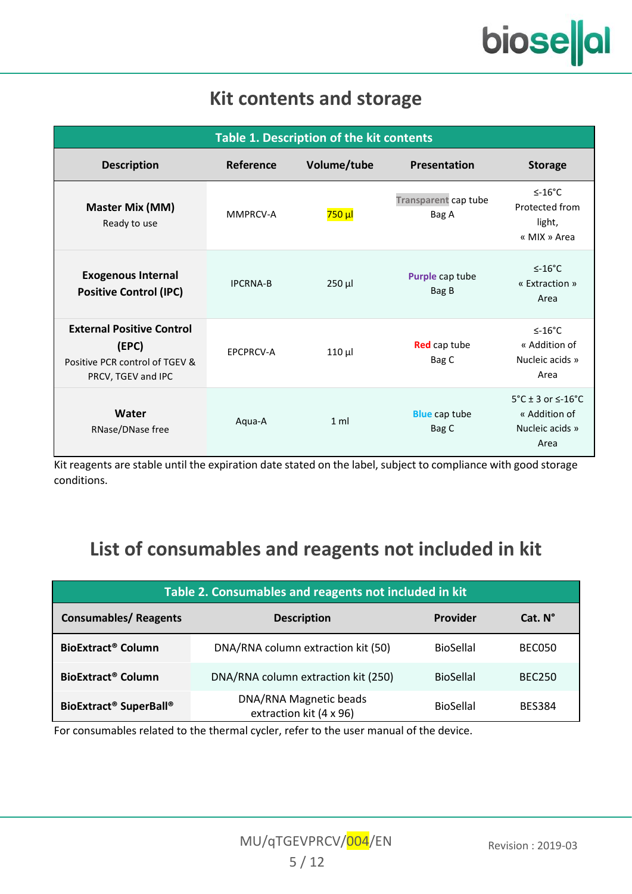## Kit contents and storage

**Table 1. Description of the kit contents**

| Description | Reference | Volume/tube | Presentation | Storage |
|---|---|---|---|---|
| **Master Mix (MM)** Ready to use | MMPRCV-A | 750 µl | Transparent cap tube Bag A | ≤-16°C Protected from light, « MIX » Area |
| **Exogenous Internal Positive Control (IPC)** | IPCRNA-B | 250 µl | Purple cap tube Bag B | ≤-16°C « Extraction » Area |
| **External Positive Control (EPC)** Positive PCR control of TGEV & PRCV, TGEV and IPC | EPCPRCV-A | 110 µl | Red cap tube Bag C | ≤-16°C « Addition of Nucleic acids » Area |
| **Water** RNase/DNase free | Aqua-A | 1 ml | Blue cap tube Bag C | 5°C ± 3 or ≤-16°C « Addition of Nucleic acids » Area |

Kit reagents are stable until the expiration date stated on the label, subject to compliance with good storage conditions.

## List of consumables and reagents not included in kit

**Table 2. Consumables and reagents not included in kit**

| Consumables/ Reagents | Description | Provider | Cat. N° |
|---|---|---|---|
| **BioExtract® Column** | DNA/RNA column extraction kit (50) | BioSellal | BEC050 |
| **BioExtract® Column** | DNA/RNA column extraction kit (250) | BioSellal | BEC250 |
| **BioExtract® SuperBall®** | DNA/RNA Magnetic beads extraction kit (4 x 96) | BioSellal | BES384 |

For consumables related to the thermal cycler, refer to the user manual of the device.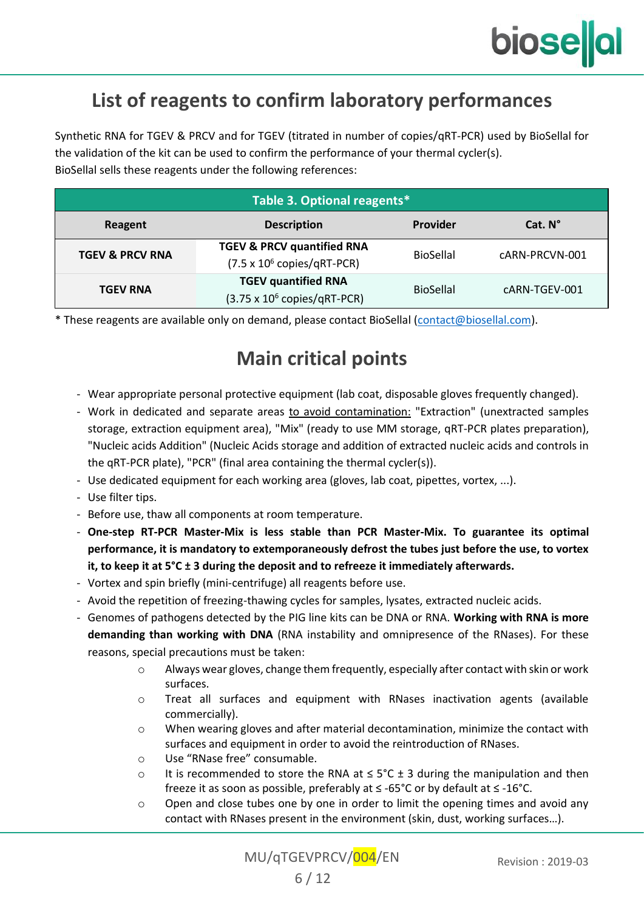# List of reagents to confirm laboratory performances

Synthetic RNA for TGEV & PRCV and for TGEV (titrated in number of copies/qRT-PCR) used by BioSellal for the validation of the kit can be used to confirm the performance of your thermal cycler(s).
BioSellal sells these reagents under the following references:

| Table 3. Optional reagents* | | | |
|---|---|---|---|
| **Reagent** | **Description** | **Provider** | **Cat. N°** |
| **TGEV & PRCV RNA** | **TGEV & PRCV quantified RNA** (7.5 x $10^6$ copies/qRT-PCR) | BioSellal | cARN-PRCVN-001 |
| **TGEV RNA** | **TGEV quantified RNA** (3.75 x $10^6$ copies/qRT-PCR) | BioSellal | cARN-TGEV-001 |

* These reagents are available only on demand, please contact BioSellal (contact@biosellal.com).

# Main critical points

- Wear appropriate personal protective equipment (lab coat, disposable gloves frequently changed).
- Work in dedicated and separate areas to avoid contamination: "Extraction" (unextracted samples storage, extraction equipment area), "Mix" (ready to use MM storage, qRT-PCR plates preparation), "Nucleic acids Addition" (Nucleic Acids storage and addition of extracted nucleic acids and controls in the qRT-PCR plate), "PCR" (final area containing the thermal cycler(s)).
- Use dedicated equipment for each working area (gloves, lab coat, pipettes, vortex, ...).
- Use filter tips.
- Before use, thaw all components at room temperature.
- **One-step RT-PCR Master-Mix is less stable than PCR Master-Mix. To guarantee its optimal performance, it is mandatory to extemporaneously defrost the tubes just before the use, to vortex it, to keep it at 5°C ± 3 during the deposit and to refreeze it immediately afterwards.**
- Vortex and spin briefly (mini-centrifuge) all reagents before use.
- Avoid the repetition of freezing-thawing cycles for samples, lysates, extracted nucleic acids.
- Genomes of pathogens detected by the PIG line kits can be DNA or RNA. **Working with RNA is more demanding than working with DNA** (RNA instability and omnipresence of the RNases). For these reasons, special precautions must be taken:
  - Always wear gloves, change them frequently, especially after contact with skin or work surfaces.
  - Treat all surfaces and equipment with RNases inactivation agents (available commercially).
  - When wearing gloves and after material decontamination, minimize the contact with surfaces and equipment in order to avoid the reintroduction of RNases.
  - Use “RNase free” consumable.
  - It is recommended to store the RNA at ≤ 5°C ± 3 during the manipulation and then freeze it as soon as possible, preferably at ≤ -65°C or by default at ≤ -16°C.
  - Open and close tubes one by one in order to limit the opening times and avoid any contact with RNases present in the environment (skin, dust, working surfaces…).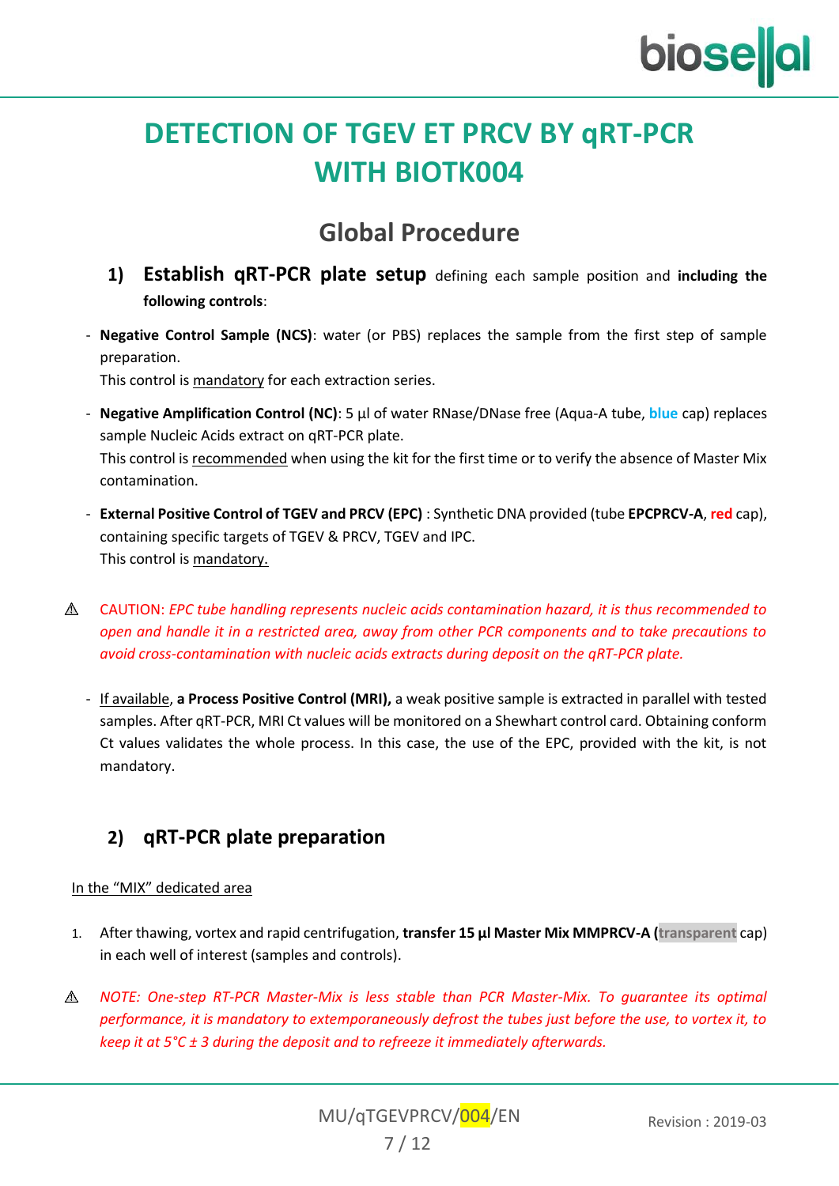# DETECTION OF TGEV ET PRCV BY qRT-PCR WITH BIOTK004

## Global Procedure

### 1) Establish qRT-PCR plate setup defining each sample position and including the following controls:

- **Negative Control Sample (NCS)**: water (or PBS) replaces the sample from the first step of sample preparation.
  This control is mandatory for each extraction series.

- **Negative Amplification Control (NC)**: 5 µl of water RNase/DNase free (Aqua-A tube, **blue** cap) replaces sample Nucleic Acids extract on qRT-PCR plate.
  This control is recommended when using the kit for the first time or to verify the absence of Master Mix contamination.

- **External Positive Control of TGEV and PRCV (EPC)** : Synthetic DNA provided (tube **EPCPRCV-A**, **red** cap), containing specific targets of TGEV & PRCV, TGEV and IPC.
  This control is mandatory.

⚠ CAUTION: *EPC tube handling represents nucleic acids contamination hazard, it is thus recommended to open and handle it in a restricted area, away from other PCR components and to take precautions to avoid cross-contamination with nucleic acids extracts during deposit on the qRT-PCR plate.*

- If available, **a Process Positive Control (MRI),** a weak positive sample is extracted in parallel with tested samples. After qRT-PCR, MRI Ct values will be monitored on a Shewhart control card. Obtaining conform Ct values validates the whole process. In this case, the use of the EPC, provided with the kit, is not mandatory.

### 2) qRT-PCR plate preparation

In the "MIX" dedicated area

1. After thawing, vortex and rapid centrifugation, **transfer 15 µl Master Mix MMPRCV-A** (**transparent** cap) in each well of interest (samples and controls).

⚠ *NOTE: One-step RT-PCR Master-Mix is less stable than PCR Master-Mix. To guarantee its optimal performance, it is mandatory to extemporaneously defrost the tubes just before the use, to vortex it, to keep it at 5°C ± 3 during the deposit and to refreeze it immediately afterwards.*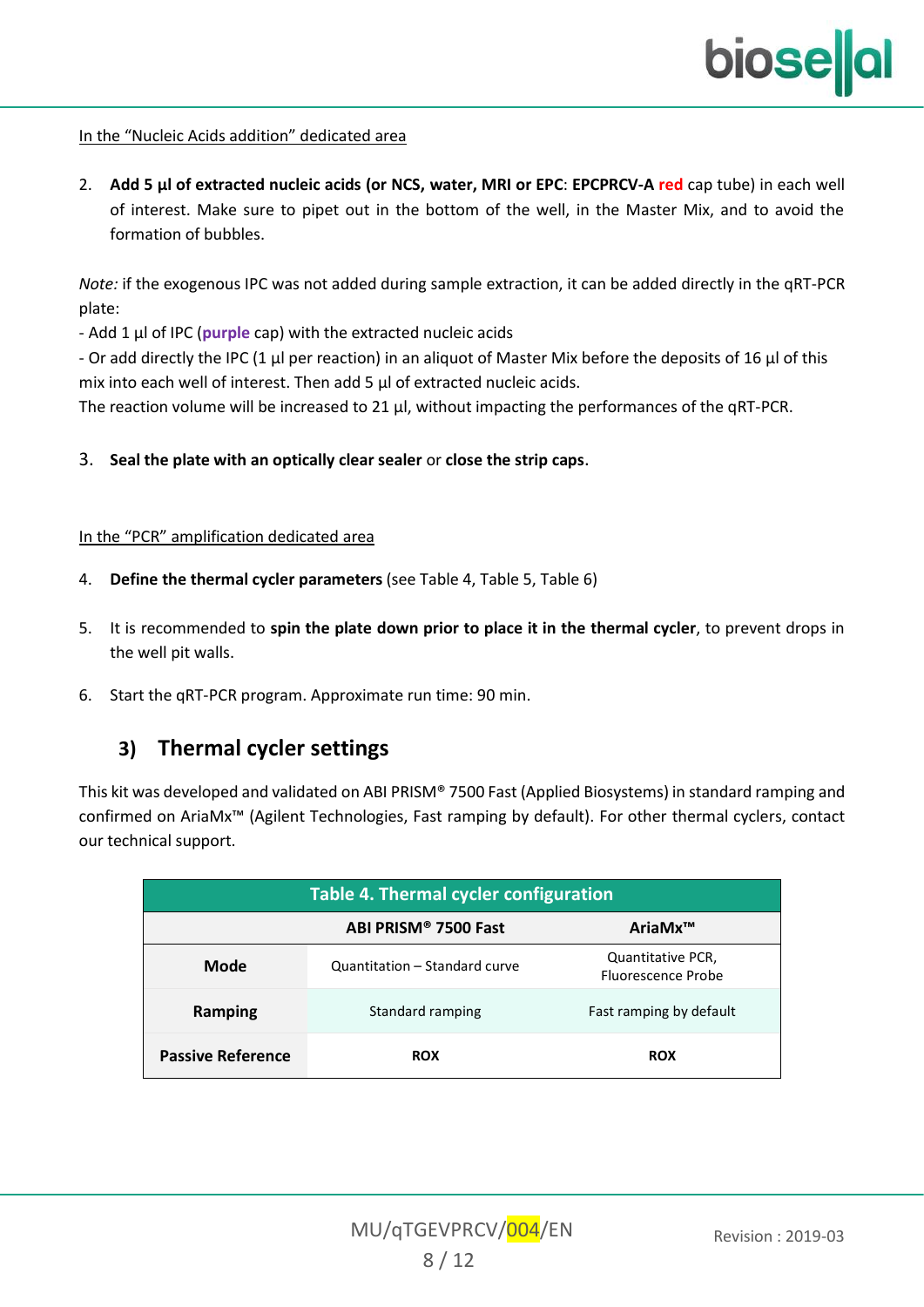In the “Nucleic Acids addition” dedicated area

2. **Add 5 µl of extracted nucleic acids (or NCS, water, MRI or EPC**: **EPCPRCV-A red** cap tube) in each well of interest. Make sure to pipet out in the bottom of the well, in the Master Mix, and to avoid the formation of bubbles.

*Note:* if the exogenous IPC was not added during sample extraction, it can be added directly in the qRT-PCR plate:
- Add 1 µl of IPC (**purple** cap) with the extracted nucleic acids
- Or add directly the IPC (1 µl per reaction) in an aliquot of Master Mix before the deposits of 16 µl of this mix into each well of interest. Then add 5 µl of extracted nucleic acids.
The reaction volume will be increased to 21 µl, without impacting the performances of the qRT-PCR.

3. **Seal the plate with an optically clear sealer** or **close the strip caps**.

In the “PCR” amplification dedicated area

4. **Define the thermal cycler parameters** (see Table 4, Table 5, Table 6)

5. It is recommended to **spin the plate down prior to place it in the thermal cycler**, to prevent drops in the well pit walls.

6. Start the qRT-PCR program. Approximate run time: 90 min.

## 3) Thermal cycler settings

This kit was developed and validated on ABI PRISM® 7500 Fast (Applied Biosystems) in standard ramping and confirmed on AriaMx™ (Agilent Technologies, Fast ramping by default). For other thermal cyclers, contact our technical support.

**Table 4. Thermal cycler configuration**

| | ABI PRISM® 7500 Fast | AriaMx™ |
|---|---|---|
| **Mode** | Quantitation – Standard curve | Quantitative PCR, Fluorescence Probe |
| **Ramping** | Standard ramping | Fast ramping by default |
| **Passive Reference** | **ROX** | **ROX** |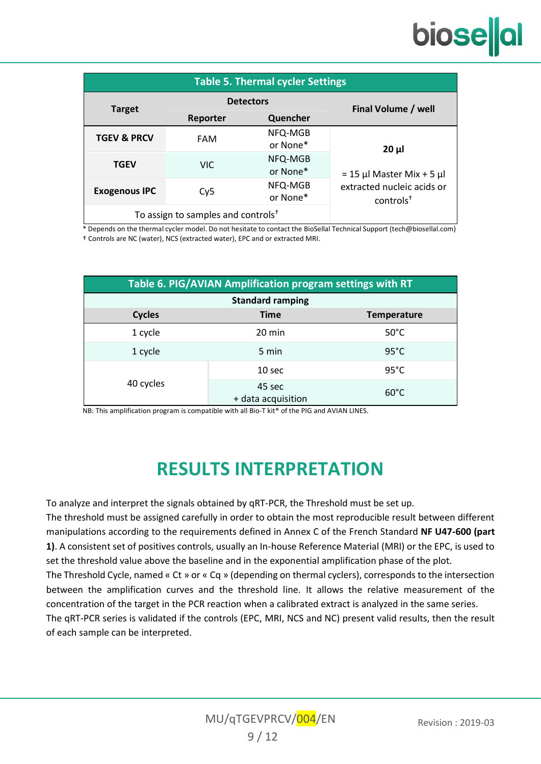**Table 5. Thermal cycler Settings**

| Target | Detectors | | Final Volume / well |
|---|---|---|---|
| | Reporter | Quencher | |
| **TGEV & PRCV** | FAM | NFQ-MGB or None* | **20 µl**<br><br>= 15 µl Master Mix + 5 µl extracted nucleic acids or controls† |
| **TGEV** | VIC | NFQ-MGB or None* | |
| **Exogenous IPC** | Cy5 | NFQ-MGB or None* | |
| To assign to samples and controls† | | | |

\* Depends on the thermal cycler model. Do not hesitate to contact the BioSellal Technical Support (tech@biosellal.com)
† Controls are NC (water), NCS (extracted water), EPC and or extracted MRI.

**Table 6. PIG/AVIAN Amplification program settings with RT**

| Standard ramping | | |
|---|---|---|
| **Cycles** | **Time** | **Temperature** |
| 1 cycle | 20 min | 50°C |
| 1 cycle | 5 min | 95°C |
| 40 cycles | 10 sec | 95°C |
| | 45 sec + data acquisition | 60°C |

NB: This amplification program is compatible with all Bio-T kit® of the PIG and AVIAN LINES.

# RESULTS INTERPRETATION

To analyze and interpret the signals obtained by qRT-PCR, the Threshold must be set up.
The threshold must be assigned carefully in order to obtain the most reproducible result between different manipulations according to the requirements defined in Annex C of the French Standard **NF U47-600 (part 1)**. A consistent set of positives controls, usually an In-house Reference Material (MRI) or the EPC, is used to set the threshold value above the baseline and in the exponential amplification phase of the plot.
The Threshold Cycle, named « Ct » or « Cq » (depending on thermal cyclers), corresponds to the intersection between the amplification curves and the threshold line. It allows the relative measurement of the concentration of the target in the PCR reaction when a calibrated extract is analyzed in the same series.
The qRT-PCR series is validated if the controls (EPC, MRI, NCS and NC) present valid results, then the result of each sample can be interpreted.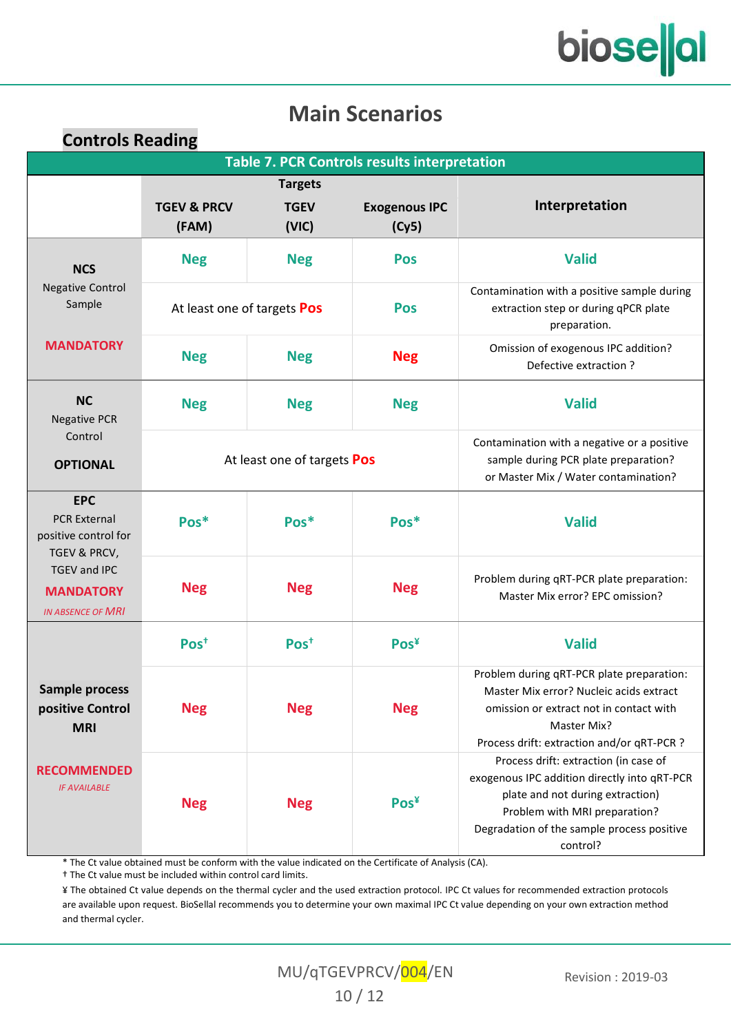# Main Scenarios

## Controls Reading

**Table 7. PCR Controls results interpretation**

| | Targets | | | Interpretation |
|---|---|---|---|---|
| | **TGEV & PRCV (FAM)** | **TGEV (VIC)** | **Exogenous IPC (Cy5)** | |
| **NCS** Negative Control Sample **MANDATORY** | Neg | Neg | Pos | **Valid** |
| | At least one of targets **Pos** | | Pos | Contamination with a positive sample during extraction step or during qPCR plate preparation. |
| | Neg | Neg | Neg | Omission of exogenous IPC addition? Defective extraction ? |
| **NC** Negative PCR Control **OPTIONAL** | Neg | Neg | Neg | **Valid** |
| | At least one of targets **Pos** | | | Contamination with a negative or a positive sample during PCR plate preparation? or Master Mix / Water contamination? |
| **EPC** PCR External positive control for TGEV & PRCV, TGEV and IPC **MANDATORY** *IN ABSENCE OF MRI* | Pos* | Pos* | Pos* | **Valid** |
| | Neg | Neg | Neg | Problem during qRT-PCR plate preparation: Master Mix error? EPC omission? |
| **Sample process positive Control MRI** **RECOMMENDED** *IF AVAILABLE* | Pos† | Pos† | Pos¥ | **Valid** |
| | Neg | Neg | Neg | Problem during qRT-PCR plate preparation: Master Mix error? Nucleic acids extract omission or extract not in contact with Master Mix? Process drift: extraction and/or qRT-PCR ? |
| | Neg | Neg | Pos¥ | Process drift: extraction (in case of exogenous IPC addition directly into qRT-PCR plate and not during extraction) Problem with MRI preparation? Degradation of the sample process positive control? |

\* The Ct value obtained must be conform with the value indicated on the Certificate of Analysis (CA).
† The Ct value must be included within control card limits.
¥ The obtained Ct value depends on the thermal cycler and the used extraction protocol. IPC Ct values for recommended extraction protocols are available upon request. BioSellal recommends you to determine your own maximal IPC Ct value depending on your own extraction method and thermal cycler.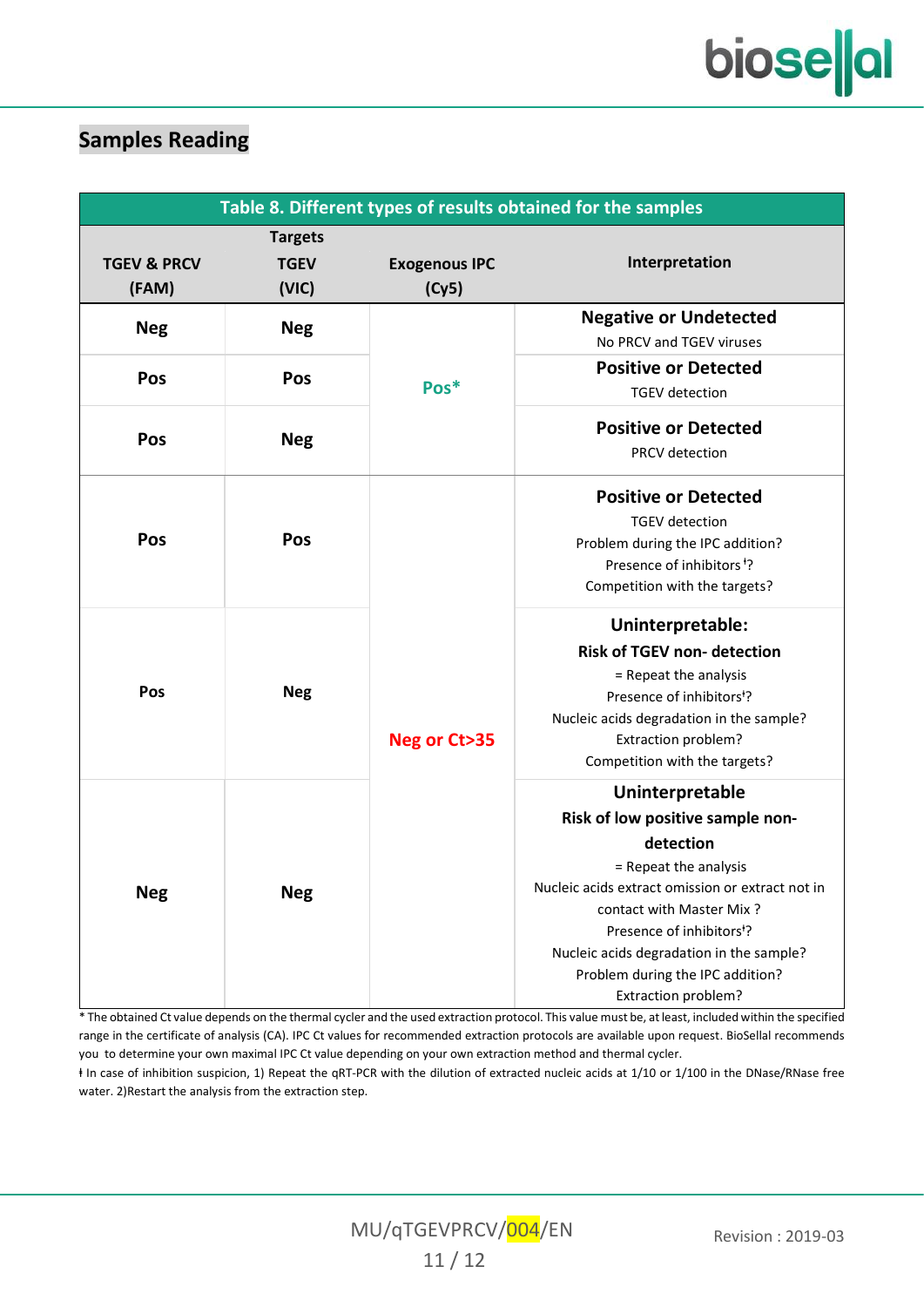## Samples Reading

**Table 8. Different types of results obtained for the samples**

| Targets | | | |
|---|---|---|---|
| **TGEV & PRCV (FAM)** | **TGEV (VIC)** | **Exogenous IPC (Cy5)** | **Interpretation** |
| Neg | Neg | Pos* | **Negative or Undetected**<br>No PRCV and TGEV viruses |
| Pos | Pos | Pos* | **Positive or Detected**<br>TGEV detection |
| Pos | Neg | Pos* | **Positive or Detected**<br>PRCV detection |
| Pos | Pos | Neg or Ct>35 | **Positive or Detected**<br>TGEV detection<br>Problem during the IPC addition?<br>Presence of inhibitors ǂ?<br>Competition with the targets? |
| Pos | Neg | Neg or Ct>35 | **Uninterpretable:**<br>**Risk of TGEV non- detection**<br>= Repeat the analysis<br>Presence of inhibitorsǂ?<br>Nucleic acids degradation in the sample?<br>Extraction problem?<br>Competition with the targets? |
| Neg | Neg | Neg or Ct>35 | **Uninterpretable**<br>**Risk of low positive sample non-detection**<br>= Repeat the analysis<br>Nucleic acids extract omission or extract not in contact with Master Mix ?<br>Presence of inhibitorsǂ?<br>Nucleic acids degradation in the sample?<br>Problem during the IPC addition?<br>Extraction problem? |

* The obtained Ct value depends on the thermal cycler and the used extraction protocol. This value must be, at least, included within the specified range in the certificate of analysis (CA). IPC Ct values for recommended extraction protocols are available upon request. BioSellal recommends you to determine your own maximal IPC Ct value depending on your own extraction method and thermal cycler.

ǂ In case of inhibition suspicion, 1) Repeat the qRT-PCR with the dilution of extracted nucleic acids at 1/10 or 1/100 in the DNase/RNase free water. 2)Restart the analysis from the extraction step.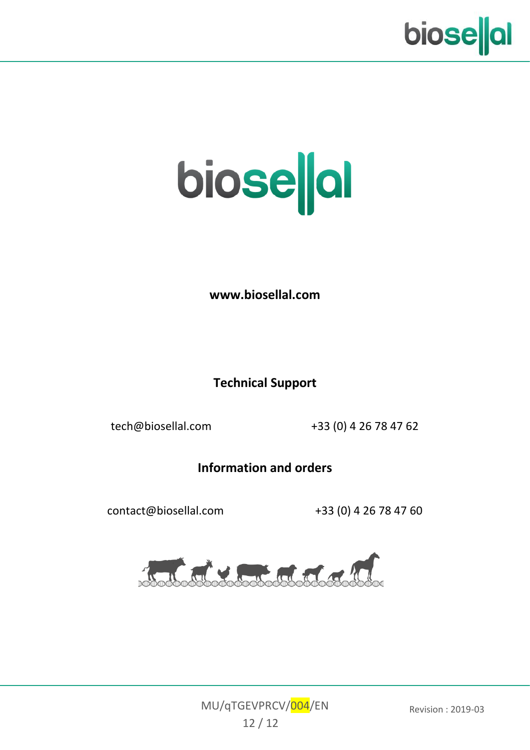biosellal

**www.biosellal.com**

**Technical Support**

tech@biosellal.com +33 (0) 4 26 78 47 62

**Information and orders**

contact@biosellal.com +33 (0) 4 26 78 47 60